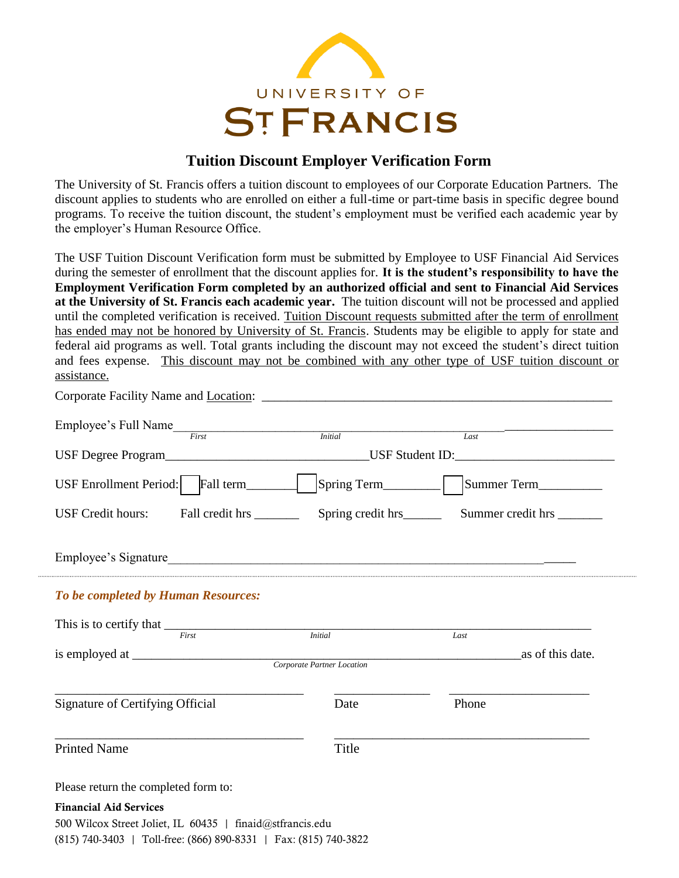UNIVERSITY OF ST. FRANCIS

# Tuition Discount Employer Verification Form

The University of St. Francis offers a tuition discount to employees of our Corporate Education Partners. The discount applies to students who are enrolled on either a full-time or part-time basis in specific degree bound programs. To receive the tuition discount, the student's employment must be verified each academic year by the employer's Human Resource Office.

The USF Tuition Discount Verification form must be submitted by Employee to USF Financial Aid Services during the semester of enrollment that the discount applies for. **It is the student's responsibility to have the Employment Verification Form completed by an authorized official and sent to Financial Aid Services at the University of St. Francis each academic year.** The tuition discount will not be processed and applied until the completed verification is received. Tuition Discount requests submitted after the term of enrollment has ended may not be honored by University of St. Francis. Students may be eligible to apply for state and federal aid programs as well. Total grants including the discount may not exceed the student's direct tuition and fees expense. This discount may not be combined with any other type of USF tuition discount or assistance.

Corporate Facility Name and Location: ________________________________________________

Employee's Full Name ________________________________________________
First Initial Last

USF Degree Program ______________________________ USF Student ID: ______________________

USF Enrollment Period: ☐ Fall term________ ☐ Spring Term________ ☐ Summer Term________

USF Credit hours: Fall credit hrs _______ Spring credit hrs______ Summer credit hrs _______

Employee's Signature ________________________________________________

***To be completed by Human Resources:***

This is to certify that ________________________________________________
First Initial Last

is employed at ________________________________________________ as of this date.
Corporate Partner Location

______________________________ ______________ ____________________
Signature of Certifying Official Date Phone

______________________________ ______________________________
Printed Name Title

Please return the completed form to:

**Financial Aid Services**
500 Wilcox Street Joliet, IL 60435 | finaid@stfrancis.edu
(815) 740-3403 | Toll-free: (866) 890-8331 | Fax: (815) 740-3822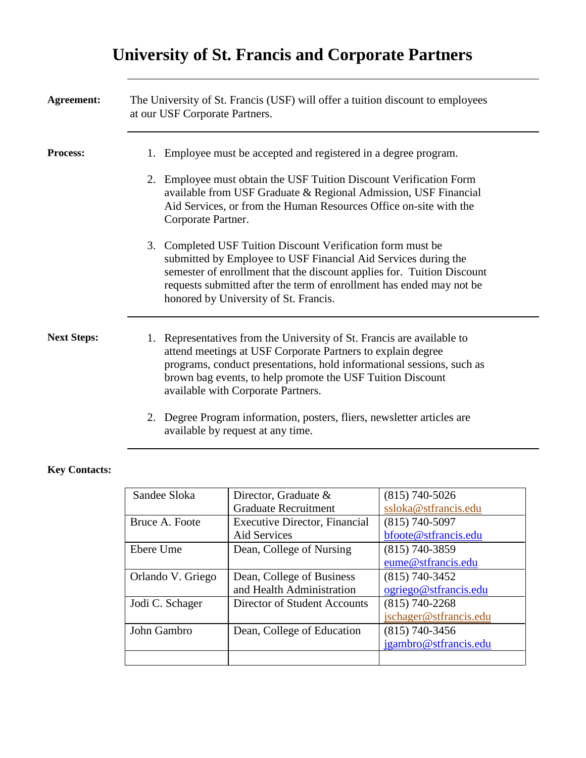# University of St. Francis and Corporate Partners

**Agreement:** The University of St. Francis (USF) will offer a tuition discount to employees at our USF Corporate Partners.

**Process:**

1. Employee must be accepted and registered in a degree program.
2. Employee must obtain the USF Tuition Discount Verification Form available from USF Graduate & Regional Admission, USF Financial Aid Services, or from the Human Resources Office on-site with the Corporate Partner.
3. Completed USF Tuition Discount Verification form must be submitted by Employee to USF Financial Aid Services during the semester of enrollment that the discount applies for. Tuition Discount requests submitted after the term of enrollment has ended may not be honored by University of St. Francis.

**Next Steps:**

1. Representatives from the University of St. Francis are available to attend meetings at USF Corporate Partners to explain degree programs, conduct presentations, hold informational sessions, such as brown bag events, to help promote the USF Tuition Discount available with Corporate Partners.
2. Degree Program information, posters, fliers, newsletter articles are available by request at any time.

**Key Contacts:**

| | | |
|---|---|---|
| Sandee Sloka | Director, Graduate & Graduate Recruitment | (815) 740-5026 ssloka@stfrancis.edu |
| Bruce A. Foote | Executive Director, Financial Aid Services | (815) 740-5097 bfoote@stfrancis.edu |
| Ebere Ume | Dean, College of Nursing | (815) 740-3859 eume@stfrancis.edu |
| Orlando V. Griego | Dean, College of Business and Health Administration | (815) 740-3452 ogriego@stfrancis.edu |
| Jodi C. Schager | Director of Student Accounts | (815) 740-2268 jschager@stfrancis.edu |
| John Gambro | Dean, College of Education | (815) 740-3456 jgambro@stfrancis.edu |
| | | |